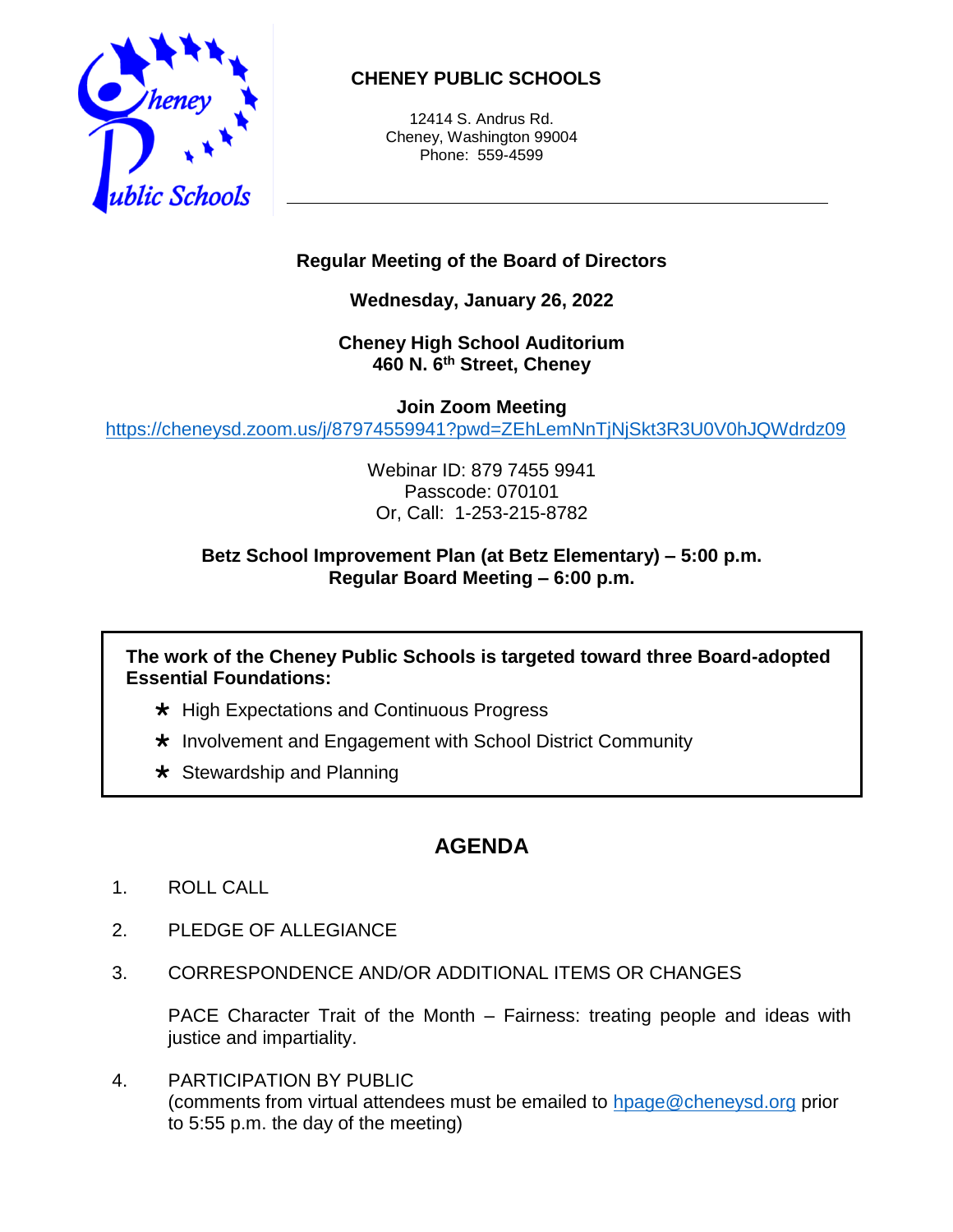# CHENEY PUBLIC SCHOOLS

12414 S. Andrus Rd.
Cheney, Washington 99004
Phone: 559-4599

---

**Regular Meeting of the Board of Directors**

**Wednesday, January 26, 2022**

**Cheney High School Auditorium**
**460 N. 6th Street, Cheney**

**Join Zoom Meeting**
https://cheneysd.zoom.us/j/87974559941?pwd=ZEhLemNnTjNjSkt3R3U0V0hJQWdrdz09

Webinar ID: 879 7455 9941
Passcode: 070101
Or, Call: 1-253-215-8782

**Betz School Improvement Plan (at Betz Elementary) – 5:00 p.m.**
**Regular Board Meeting – 6:00 p.m.**

**The work of the Cheney Public Schools is targeted toward three Board-adopted Essential Foundations:**

- High Expectations and Continuous Progress
- Involvement and Engagement with School District Community
- Stewardship and Planning

## AGENDA

1. ROLL CALL

2. PLEDGE OF ALLEGIANCE

3. CORRESPONDENCE AND/OR ADDITIONAL ITEMS OR CHANGES

   PACE Character Trait of the Month – Fairness: treating people and ideas with justice and impartiality.

4. PARTICIPATION BY PUBLIC
   (comments from virtual attendees must be emailed to hpage@cheneysd.org prior to 5:55 p.m. the day of the meeting)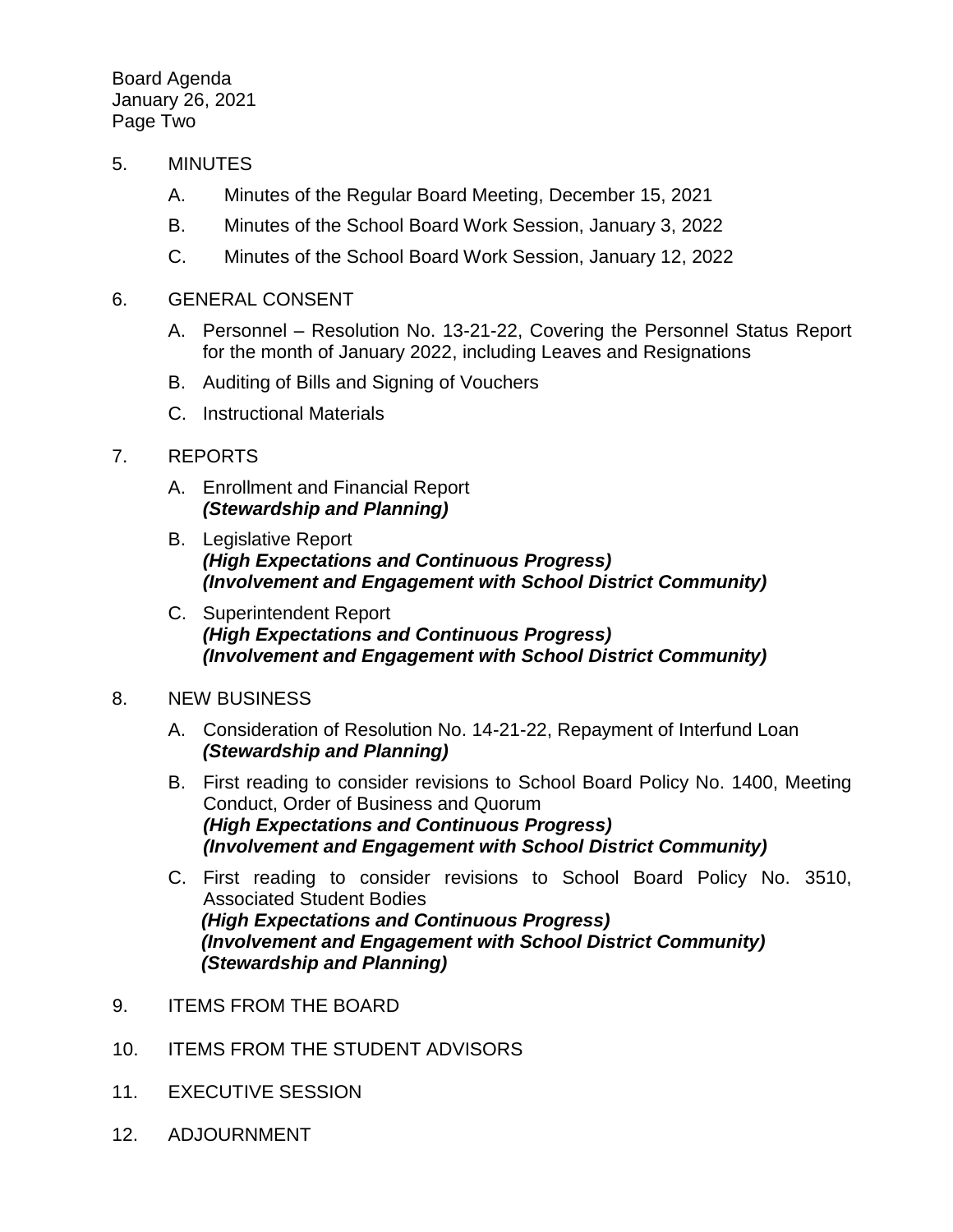5. MINUTES

   A. Minutes of the Regular Board Meeting, December 15, 2021

   B. Minutes of the School Board Work Session, January 3, 2022

   C. Minutes of the School Board Work Session, January 12, 2022

6. GENERAL CONSENT

   A. Personnel – Resolution No. 13-21-22, Covering the Personnel Status Report for the month of January 2022, including Leaves and Resignations

   B. Auditing of Bills and Signing of Vouchers

   C. Instructional Materials

7. REPORTS

   A. Enrollment and Financial Report
   ***(Stewardship and Planning)***

   B. Legislative Report
   ***(High Expectations and Continuous Progress)***
   ***(Involvement and Engagement with School District Community)***

   C. Superintendent Report
   ***(High Expectations and Continuous Progress)***
   ***(Involvement and Engagement with School District Community)***

8. NEW BUSINESS

   A. Consideration of Resolution No. 14-21-22, Repayment of Interfund Loan
   ***(Stewardship and Planning)***

   B. First reading to consider revisions to School Board Policy No. 1400, Meeting Conduct, Order of Business and Quorum
   ***(High Expectations and Continuous Progress)***
   ***(Involvement and Engagement with School District Community)***

   C. First reading to consider revisions to School Board Policy No. 3510, Associated Student Bodies
   ***(High Expectations and Continuous Progress)***
   ***(Involvement and Engagement with School District Community)***
   ***(Stewardship and Planning)***

9. ITEMS FROM THE BOARD

10. ITEMS FROM THE STUDENT ADVISORS

11. EXECUTIVE SESSION

12. ADJOURNMENT